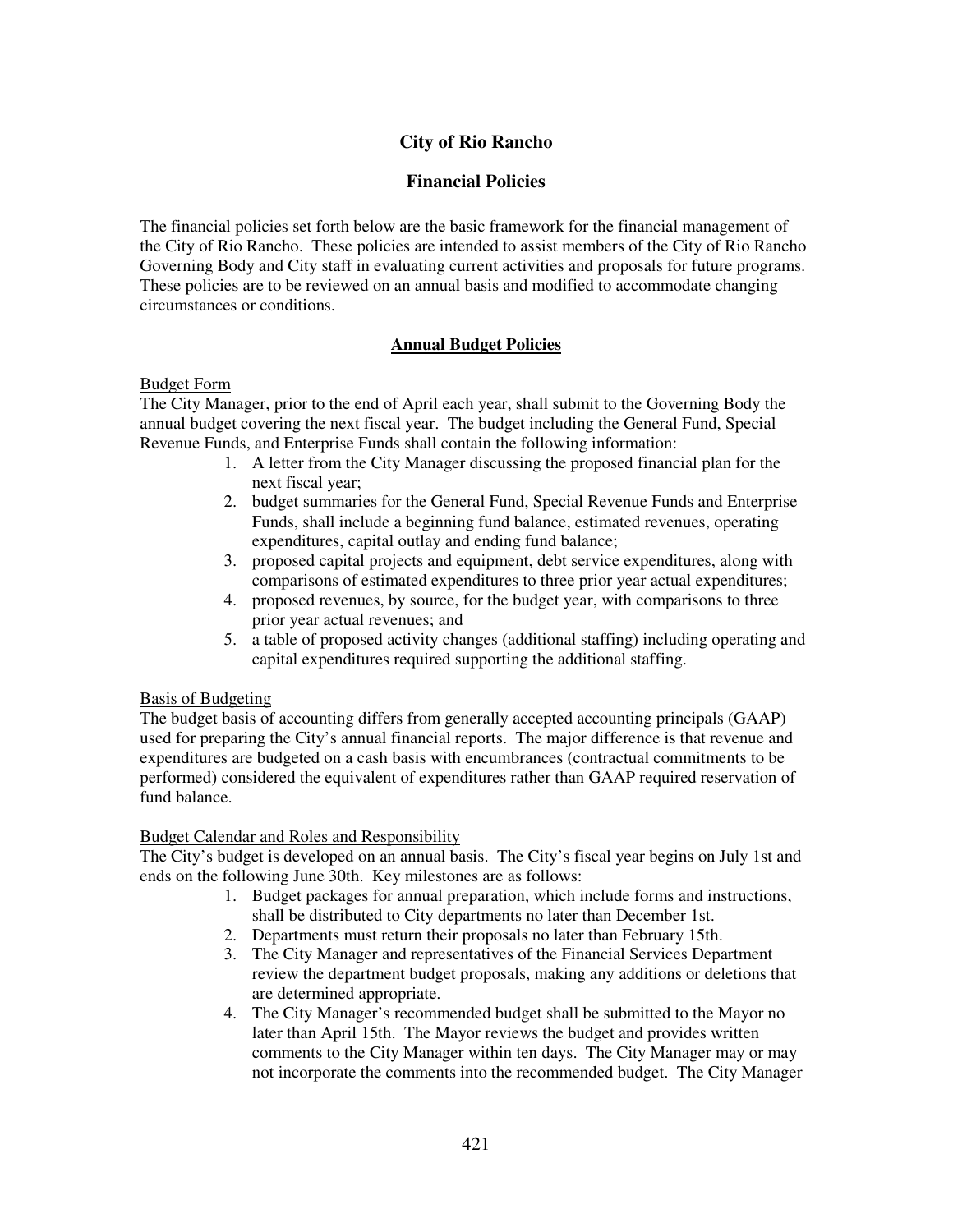# City of Rio Rancho

## Financial Policies

The financial policies set forth below are the basic framework for the financial management of the City of Rio Rancho. These policies are intended to assist members of the City of Rio Rancho Governing Body and City staff in evaluating current activities and proposals for future programs. These policies are to be reviewed on an annual basis and modified to accommodate changing circumstances or conditions.

### Annual Budget Policies

#### Budget Form

The City Manager, prior to the end of April each year, shall submit to the Governing Body the annual budget covering the next fiscal year. The budget including the General Fund, Special Revenue Funds, and Enterprise Funds shall contain the following information:

1. A letter from the City Manager discussing the proposed financial plan for the next fiscal year;
2. budget summaries for the General Fund, Special Revenue Funds and Enterprise Funds, shall include a beginning fund balance, estimated revenues, operating expenditures, capital outlay and ending fund balance;
3. proposed capital projects and equipment, debt service expenditures, along with comparisons of estimated expenditures to three prior year actual expenditures;
4. proposed revenues, by source, for the budget year, with comparisons to three prior year actual revenues; and
5. a table of proposed activity changes (additional staffing) including operating and capital expenditures required supporting the additional staffing.

#### Basis of Budgeting

The budget basis of accounting differs from generally accepted accounting principals (GAAP) used for preparing the City's annual financial reports. The major difference is that revenue and expenditures are budgeted on a cash basis with encumbrances (contractual commitments to be performed) considered the equivalent of expenditures rather than GAAP required reservation of fund balance.

#### Budget Calendar and Roles and Responsibility

The City's budget is developed on an annual basis. The City's fiscal year begins on July 1st and ends on the following June 30th. Key milestones are as follows:

1. Budget packages for annual preparation, which include forms and instructions, shall be distributed to City departments no later than December 1st.
2. Departments must return their proposals no later than February 15th.
3. The City Manager and representatives of the Financial Services Department review the department budget proposals, making any additions or deletions that are determined appropriate.
4. The City Manager's recommended budget shall be submitted to the Mayor no later than April 15th. The Mayor reviews the budget and provides written comments to the City Manager within ten days. The City Manager may or may not incorporate the comments into the recommended budget. The City Manager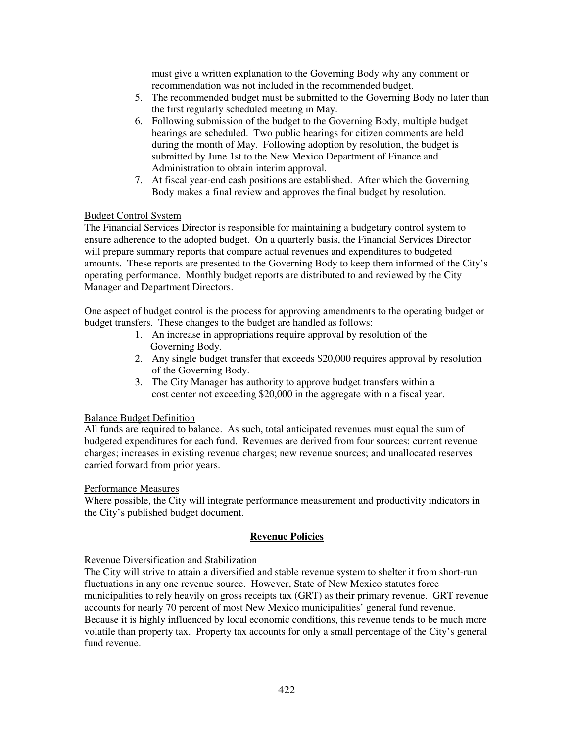must give a written explanation to the Governing Body why any comment or recommendation was not included in the recommended budget.

5. The recommended budget must be submitted to the Governing Body no later than the first regularly scheduled meeting in May.
6. Following submission of the budget to the Governing Body, multiple budget hearings are scheduled. Two public hearings for citizen comments are held during the month of May. Following adoption by resolution, the budget is submitted by June 1st to the New Mexico Department of Finance and Administration to obtain interim approval.
7. At fiscal year-end cash positions are established. After which the Governing Body makes a final review and approves the final budget by resolution.

Budget Control System

The Financial Services Director is responsible for maintaining a budgetary control system to ensure adherence to the adopted budget. On a quarterly basis, the Financial Services Director will prepare summary reports that compare actual revenues and expenditures to budgeted amounts. These reports are presented to the Governing Body to keep them informed of the City's operating performance. Monthly budget reports are distributed to and reviewed by the City Manager and Department Directors.

One aspect of budget control is the process for approving amendments to the operating budget or budget transfers. These changes to the budget are handled as follows:

1. An increase in appropriations require approval by resolution of the Governing Body.
2. Any single budget transfer that exceeds $20,000 requires approval by resolution of the Governing Body.
3. The City Manager has authority to approve budget transfers within a cost center not exceeding $20,000 in the aggregate within a fiscal year.

Balance Budget Definition

All funds are required to balance. As such, total anticipated revenues must equal the sum of budgeted expenditures for each fund. Revenues are derived from four sources: current revenue charges; increases in existing revenue charges; new revenue sources; and unallocated reserves carried forward from prior years.

Performance Measures

Where possible, the City will integrate performance measurement and productivity indicators in the City's published budget document.

## Revenue Policies

Revenue Diversification and Stabilization

The City will strive to attain a diversified and stable revenue system to shelter it from short-run fluctuations in any one revenue source. However, State of New Mexico statutes force municipalities to rely heavily on gross receipts tax (GRT) as their primary revenue. GRT revenue accounts for nearly 70 percent of most New Mexico municipalities' general fund revenue. Because it is highly influenced by local economic conditions, this revenue tends to be much more volatile than property tax. Property tax accounts for only a small percentage of the City's general fund revenue.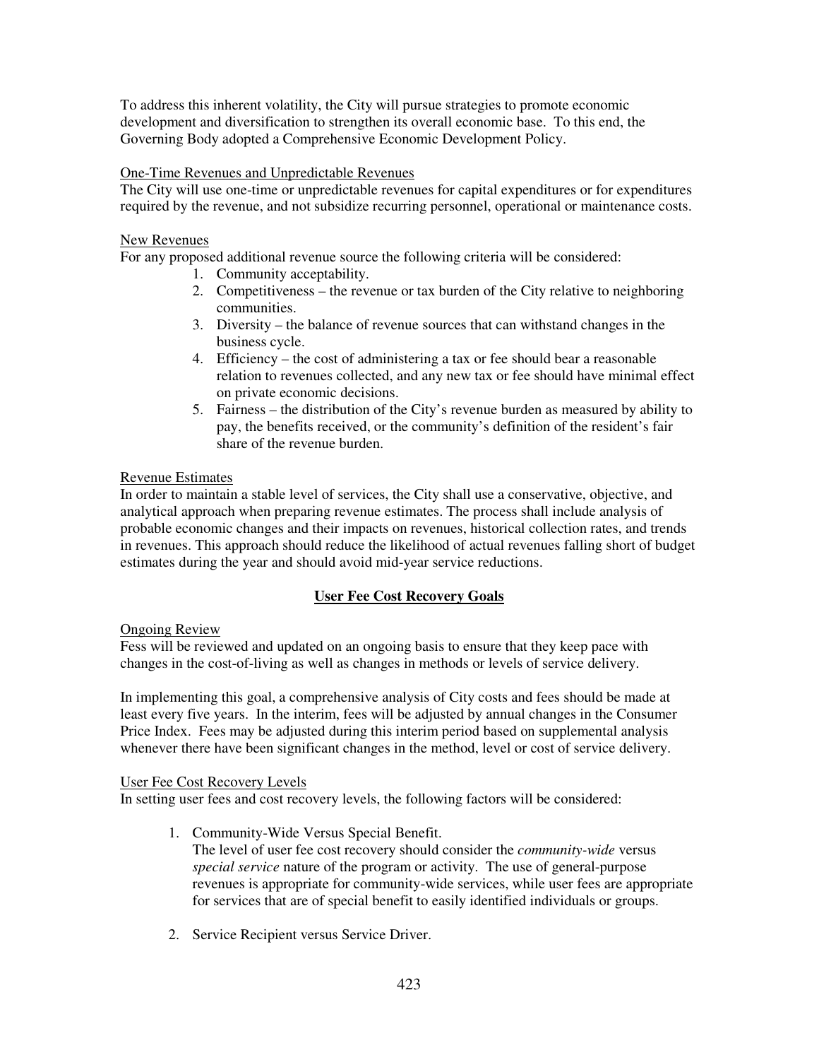To address this inherent volatility, the City will pursue strategies to promote economic development and diversification to strengthen its overall economic base. To this end, the Governing Body adopted a Comprehensive Economic Development Policy.

<u>One-Time Revenues and Unpredictable Revenues</u>
The City will use one-time or unpredictable revenues for capital expenditures or for expenditures required by the revenue, and not subsidize recurring personnel, operational or maintenance costs.

<u>New Revenues</u>
For any proposed additional revenue source the following criteria will be considered:

1. Community acceptability.
2. Competitiveness – the revenue or tax burden of the City relative to neighboring communities.
3. Diversity – the balance of revenue sources that can withstand changes in the business cycle.
4. Efficiency – the cost of administering a tax or fee should bear a reasonable relation to revenues collected, and any new tax or fee should have minimal effect on private economic decisions.
5. Fairness – the distribution of the City's revenue burden as measured by ability to pay, the benefits received, or the community's definition of the resident's fair share of the revenue burden.

<u>Revenue Estimates</u>
In order to maintain a stable level of services, the City shall use a conservative, objective, and analytical approach when preparing revenue estimates. The process shall include analysis of probable economic changes and their impacts on revenues, historical collection rates, and trends in revenues. This approach should reduce the likelihood of actual revenues falling short of budget estimates during the year and should avoid mid-year service reductions.

## User Fee Cost Recovery Goals

<u>Ongoing Review</u>
Fess will be reviewed and updated on an ongoing basis to ensure that they keep pace with changes in the cost-of-living as well as changes in methods or levels of service delivery.

In implementing this goal, a comprehensive analysis of City costs and fees should be made at least every five years. In the interim, fees will be adjusted by annual changes in the Consumer Price Index. Fees may be adjusted during this interim period based on supplemental analysis whenever there have been significant changes in the method, level or cost of service delivery.

<u>User Fee Cost Recovery Levels</u>
In setting user fees and cost recovery levels, the following factors will be considered:

1. Community-Wide Versus Special Benefit.
   The level of user fee cost recovery should consider the *community-wide* versus *special service* nature of the program or activity. The use of general-purpose revenues is appropriate for community-wide services, while user fees are appropriate for services that are of special benefit to easily identified individuals or groups.

2. Service Recipient versus Service Driver.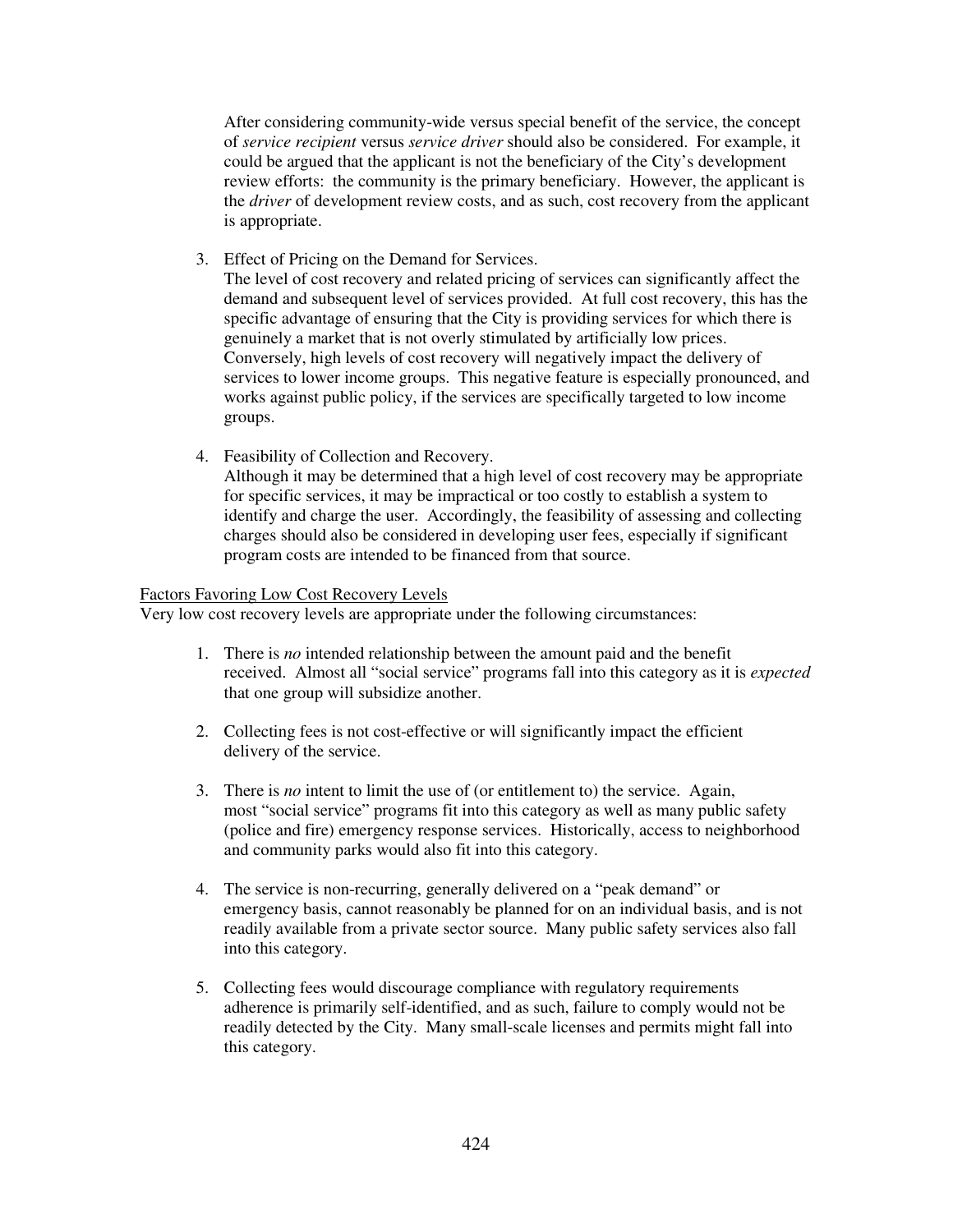After considering community-wide versus special benefit of the service, the concept of *service recipient* versus *service driver* should also be considered. For example, it could be argued that the applicant is not the beneficiary of the City's development review efforts: the community is the primary beneficiary. However, the applicant is the *driver* of development review costs, and as such, cost recovery from the applicant is appropriate.

3. Effect of Pricing on the Demand for Services.
   The level of cost recovery and related pricing of services can significantly affect the demand and subsequent level of services provided. At full cost recovery, this has the specific advantage of ensuring that the City is providing services for which there is genuinely a market that is not overly stimulated by artificially low prices. Conversely, high levels of cost recovery will negatively impact the delivery of services to lower income groups. This negative feature is especially pronounced, and works against public policy, if the services are specifically targeted to low income groups.

4. Feasibility of Collection and Recovery.
   Although it may be determined that a high level of cost recovery may be appropriate for specific services, it may be impractical or too costly to establish a system to identify and charge the user. Accordingly, the feasibility of assessing and collecting charges should also be considered in developing user fees, especially if significant program costs are intended to be financed from that source.

<u>Factors Favoring Low Cost Recovery Levels</u>

Very low cost recovery levels are appropriate under the following circumstances:

1. There is *no* intended relationship between the amount paid and the benefit received. Almost all "social service" programs fall into this category as it is *expected* that one group will subsidize another.

2. Collecting fees is not cost-effective or will significantly impact the efficient delivery of the service.

3. There is *no* intent to limit the use of (or entitlement to) the service. Again, most "social service" programs fit into this category as well as many public safety (police and fire) emergency response services. Historically, access to neighborhood and community parks would also fit into this category.

4. The service is non-recurring, generally delivered on a "peak demand" or emergency basis, cannot reasonably be planned for on an individual basis, and is not readily available from a private sector source. Many public safety services also fall into this category.

5. Collecting fees would discourage compliance with regulatory requirements adherence is primarily self-identified, and as such, failure to comply would not be readily detected by the City. Many small-scale licenses and permits might fall into this category.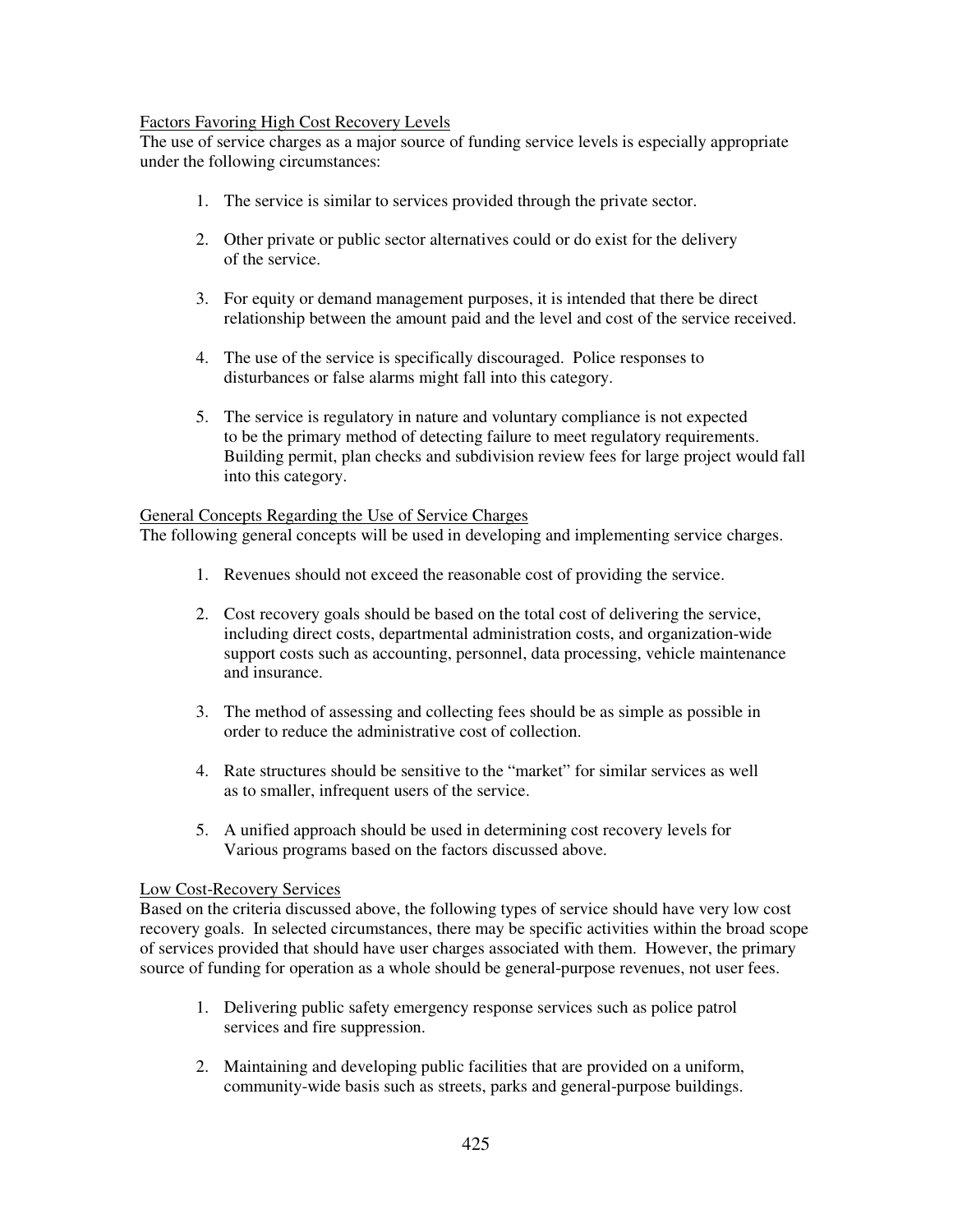Factors Favoring High Cost Recovery Levels

The use of service charges as a major source of funding service levels is especially appropriate under the following circumstances:

1. The service is similar to services provided through the private sector.

2. Other private or public sector alternatives could or do exist for the delivery of the service.

3. For equity or demand management purposes, it is intended that there be direct relationship between the amount paid and the level and cost of the service received.

4. The use of the service is specifically discouraged. Police responses to disturbances or false alarms might fall into this category.

5. The service is regulatory in nature and voluntary compliance is not expected to be the primary method of detecting failure to meet regulatory requirements. Building permit, plan checks and subdivision review fees for large project would fall into this category.

General Concepts Regarding the Use of Service Charges

The following general concepts will be used in developing and implementing service charges.

1. Revenues should not exceed the reasonable cost of providing the service.

2. Cost recovery goals should be based on the total cost of delivering the service, including direct costs, departmental administration costs, and organization-wide support costs such as accounting, personnel, data processing, vehicle maintenance and insurance.

3. The method of assessing and collecting fees should be as simple as possible in order to reduce the administrative cost of collection.

4. Rate structures should be sensitive to the "market" for similar services as well as to smaller, infrequent users of the service.

5. A unified approach should be used in determining cost recovery levels for Various programs based on the factors discussed above.

Low Cost-Recovery Services

Based on the criteria discussed above, the following types of service should have very low cost recovery goals. In selected circumstances, there may be specific activities within the broad scope of services provided that should have user charges associated with them. However, the primary source of funding for operation as a whole should be general-purpose revenues, not user fees.

1. Delivering public safety emergency response services such as police patrol services and fire suppression.

2. Maintaining and developing public facilities that are provided on a uniform, community-wide basis such as streets, parks and general-purpose buildings.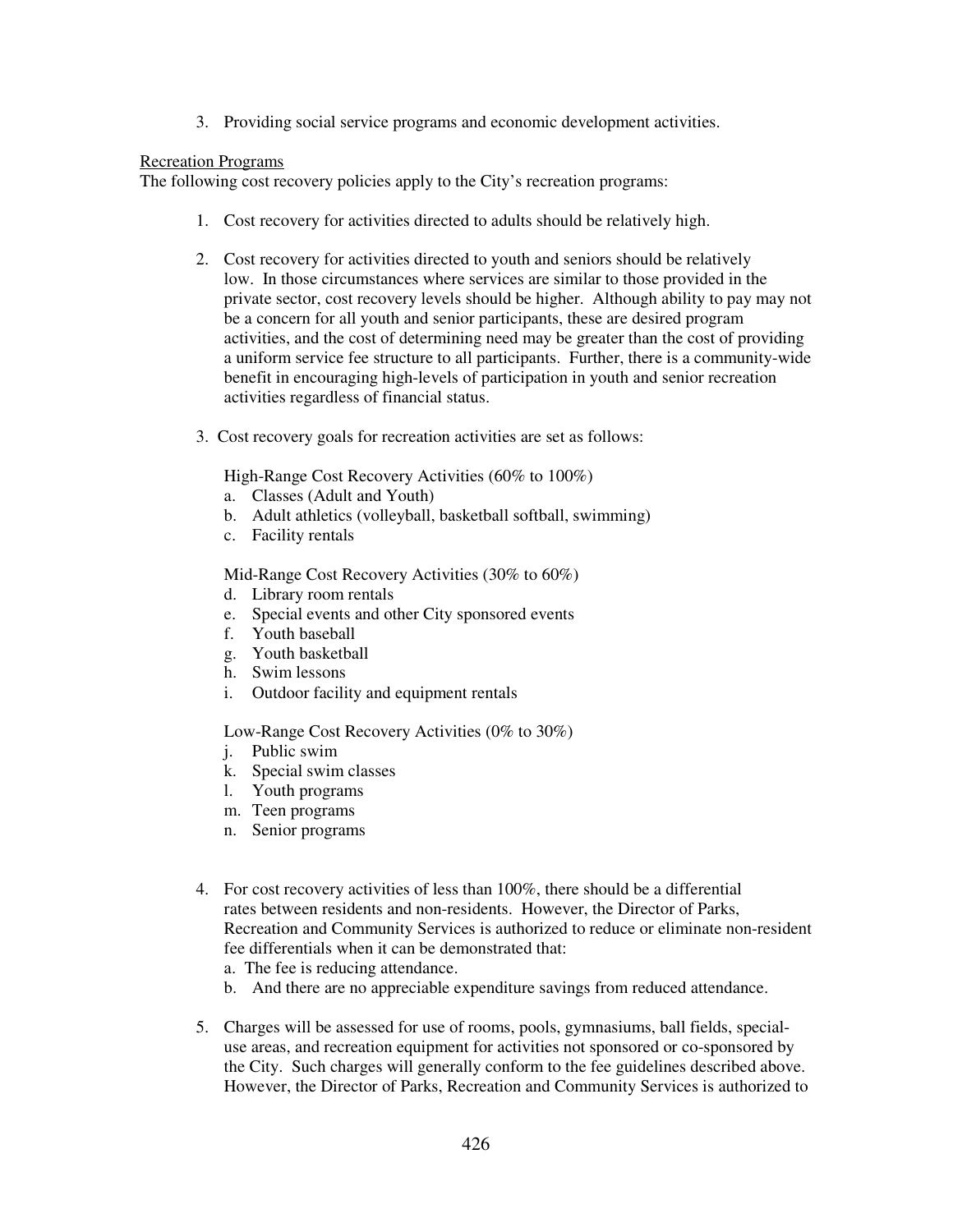3. Providing social service programs and economic development activities.

Recreation Programs

The following cost recovery policies apply to the City's recreation programs:

1. Cost recovery for activities directed to adults should be relatively high.

2. Cost recovery for activities directed to youth and seniors should be relatively low. In those circumstances where services are similar to those provided in the private sector, cost recovery levels should be higher. Although ability to pay may not be a concern for all youth and senior participants, these are desired program activities, and the cost of determining need may be greater than the cost of providing a uniform service fee structure to all participants. Further, there is a community-wide benefit in encouraging high-levels of participation in youth and senior recreation activities regardless of financial status.

3. Cost recovery goals for recreation activities are set as follows:

   High-Range Cost Recovery Activities (60% to 100%)
   a. Classes (Adult and Youth)
   b. Adult athletics (volleyball, basketball softball, swimming)
   c. Facility rentals

   Mid-Range Cost Recovery Activities (30% to 60%)
   d. Library room rentals
   e. Special events and other City sponsored events
   f. Youth baseball
   g. Youth basketball
   h. Swim lessons
   i. Outdoor facility and equipment rentals

   Low-Range Cost Recovery Activities (0% to 30%)
   j. Public swim
   k. Special swim classes
   l. Youth programs
   m. Teen programs
   n. Senior programs

4. For cost recovery activities of less than 100%, there should be a differential rates between residents and non-residents. However, the Director of Parks, Recreation and Community Services is authorized to reduce or eliminate non-resident fee differentials when it can be demonstrated that:
   a. The fee is reducing attendance.
   b. And there are no appreciable expenditure savings from reduced attendance.

5. Charges will be assessed for use of rooms, pools, gymnasiums, ball fields, special-use areas, and recreation equipment for activities not sponsored or co-sponsored by the City. Such charges will generally conform to the fee guidelines described above. However, the Director of Parks, Recreation and Community Services is authorized to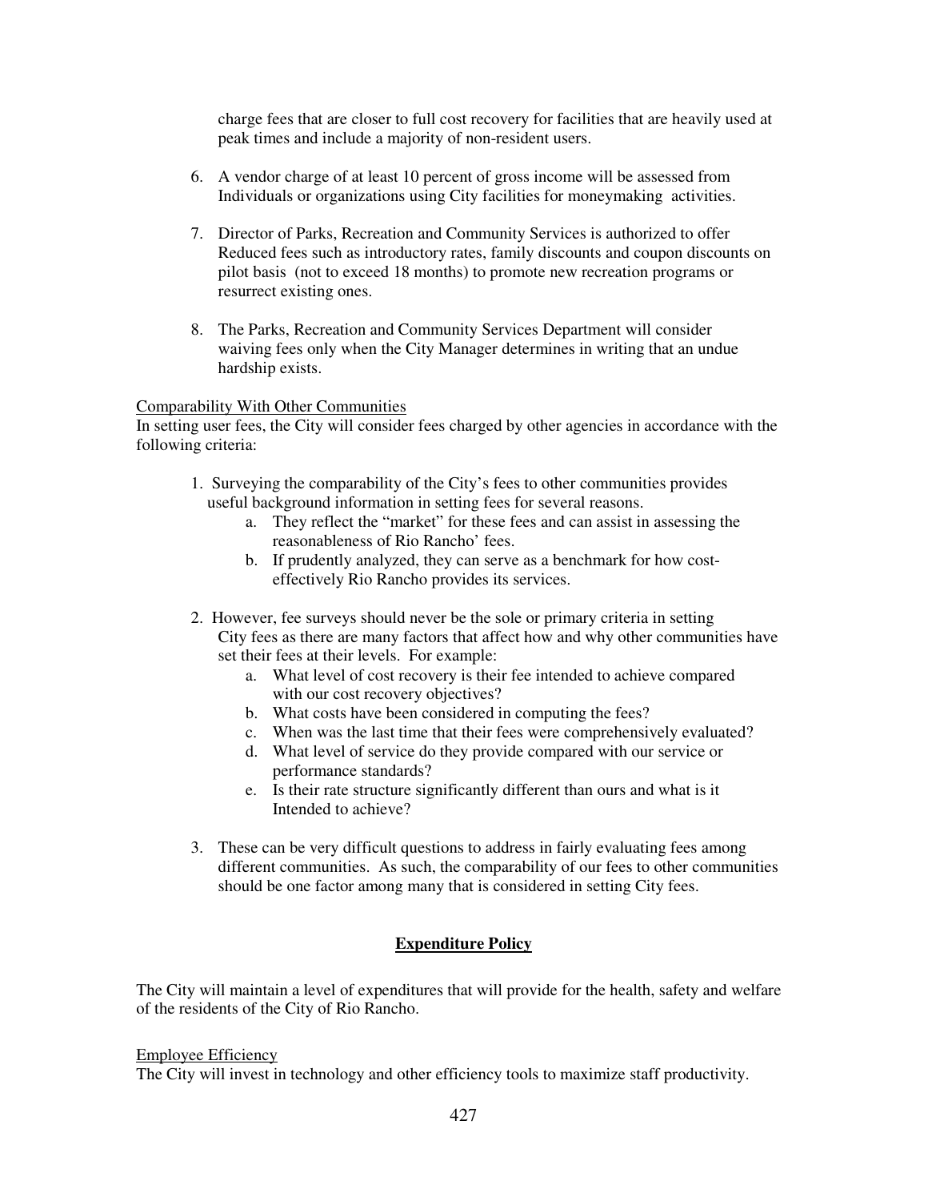charge fees that are closer to full cost recovery for facilities that are heavily used at peak times and include a majority of non-resident users.

6. A vendor charge of at least 10 percent of gross income will be assessed from Individuals or organizations using City facilities for moneymaking activities.

7. Director of Parks, Recreation and Community Services is authorized to offer Reduced fees such as introductory rates, family discounts and coupon discounts on pilot basis (not to exceed 18 months) to promote new recreation programs or resurrect existing ones.

8. The Parks, Recreation and Community Services Department will consider waiving fees only when the City Manager determines in writing that an undue hardship exists.

Comparability With Other Communities

In setting user fees, the City will consider fees charged by other agencies in accordance with the following criteria:

1. Surveying the comparability of the City's fees to other communities provides useful background information in setting fees for several reasons.
    a. They reflect the "market" for these fees and can assist in assessing the reasonableness of Rio Rancho' fees.
    b. If prudently analyzed, they can serve as a benchmark for how cost-effectively Rio Rancho provides its services.

2. However, fee surveys should never be the sole or primary criteria in setting City fees as there are many factors that affect how and why other communities have set their fees at their levels. For example:
    a. What level of cost recovery is their fee intended to achieve compared with our cost recovery objectives?
    b. What costs have been considered in computing the fees?
    c. When was the last time that their fees were comprehensively evaluated?
    d. What level of service do they provide compared with our service or performance standards?
    e. Is their rate structure significantly different than ours and what is it Intended to achieve?

3. These can be very difficult questions to address in fairly evaluating fees among different communities. As such, the comparability of our fees to other communities should be one factor among many that is considered in setting City fees.

## Expenditure Policy

The City will maintain a level of expenditures that will provide for the health, safety and welfare of the residents of the City of Rio Rancho.

Employee Efficiency

The City will invest in technology and other efficiency tools to maximize staff productivity.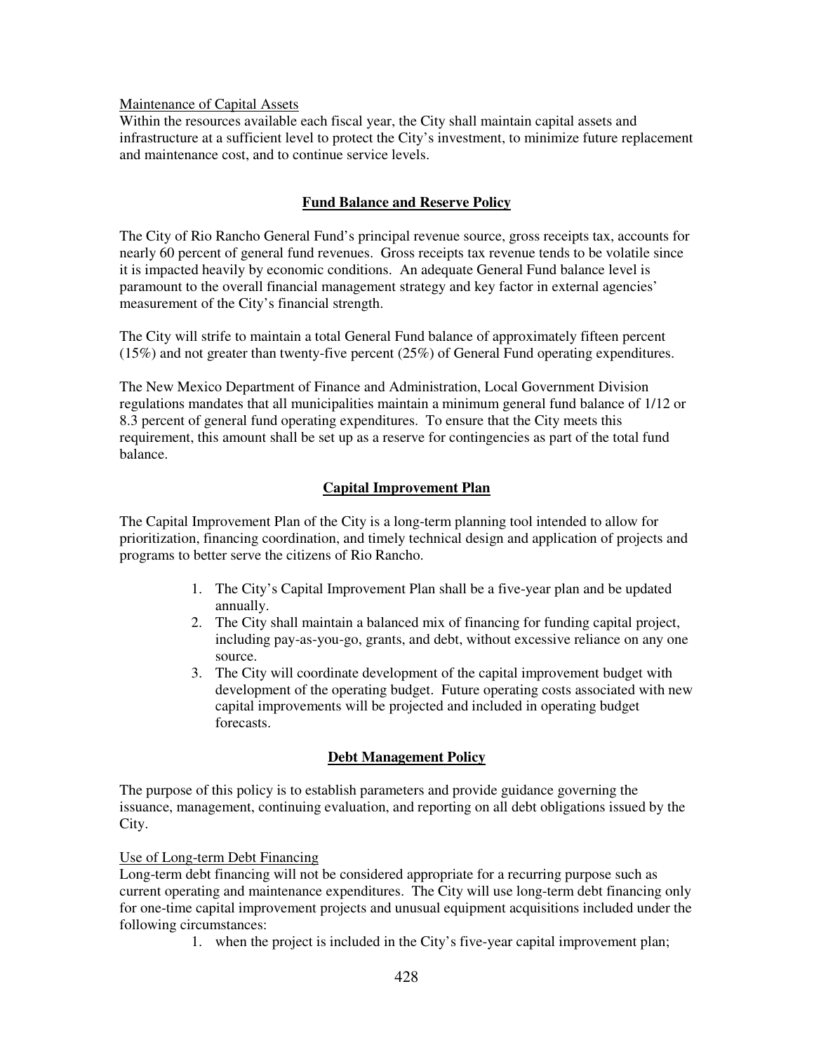Maintenance of Capital Assets

Within the resources available each fiscal year, the City shall maintain capital assets and infrastructure at a sufficient level to protect the City's investment, to minimize future replacement and maintenance cost, and to continue service levels.

## Fund Balance and Reserve Policy

The City of Rio Rancho General Fund's principal revenue source, gross receipts tax, accounts for nearly 60 percent of general fund revenues. Gross receipts tax revenue tends to be volatile since it is impacted heavily by economic conditions. An adequate General Fund balance level is paramount to the overall financial management strategy and key factor in external agencies' measurement of the City's financial strength.

The City will strife to maintain a total General Fund balance of approximately fifteen percent (15%) and not greater than twenty-five percent (25%) of General Fund operating expenditures.

The New Mexico Department of Finance and Administration, Local Government Division regulations mandates that all municipalities maintain a minimum general fund balance of 1/12 or 8.3 percent of general fund operating expenditures. To ensure that the City meets this requirement, this amount shall be set up as a reserve for contingencies as part of the total fund balance.

## Capital Improvement Plan

The Capital Improvement Plan of the City is a long-term planning tool intended to allow for prioritization, financing coordination, and timely technical design and application of projects and programs to better serve the citizens of Rio Rancho.

1. The City's Capital Improvement Plan shall be a five-year plan and be updated annually.
2. The City shall maintain a balanced mix of financing for funding capital project, including pay-as-you-go, grants, and debt, without excessive reliance on any one source.
3. The City will coordinate development of the capital improvement budget with development of the operating budget. Future operating costs associated with new capital improvements will be projected and included in operating budget forecasts.

## Debt Management Policy

The purpose of this policy is to establish parameters and provide guidance governing the issuance, management, continuing evaluation, and reporting on all debt obligations issued by the City.

Use of Long-term Debt Financing

Long-term debt financing will not be considered appropriate for a recurring purpose such as current operating and maintenance expenditures. The City will use long-term debt financing only for one-time capital improvement projects and unusual equipment acquisitions included under the following circumstances:

1. when the project is included in the City's five-year capital improvement plan;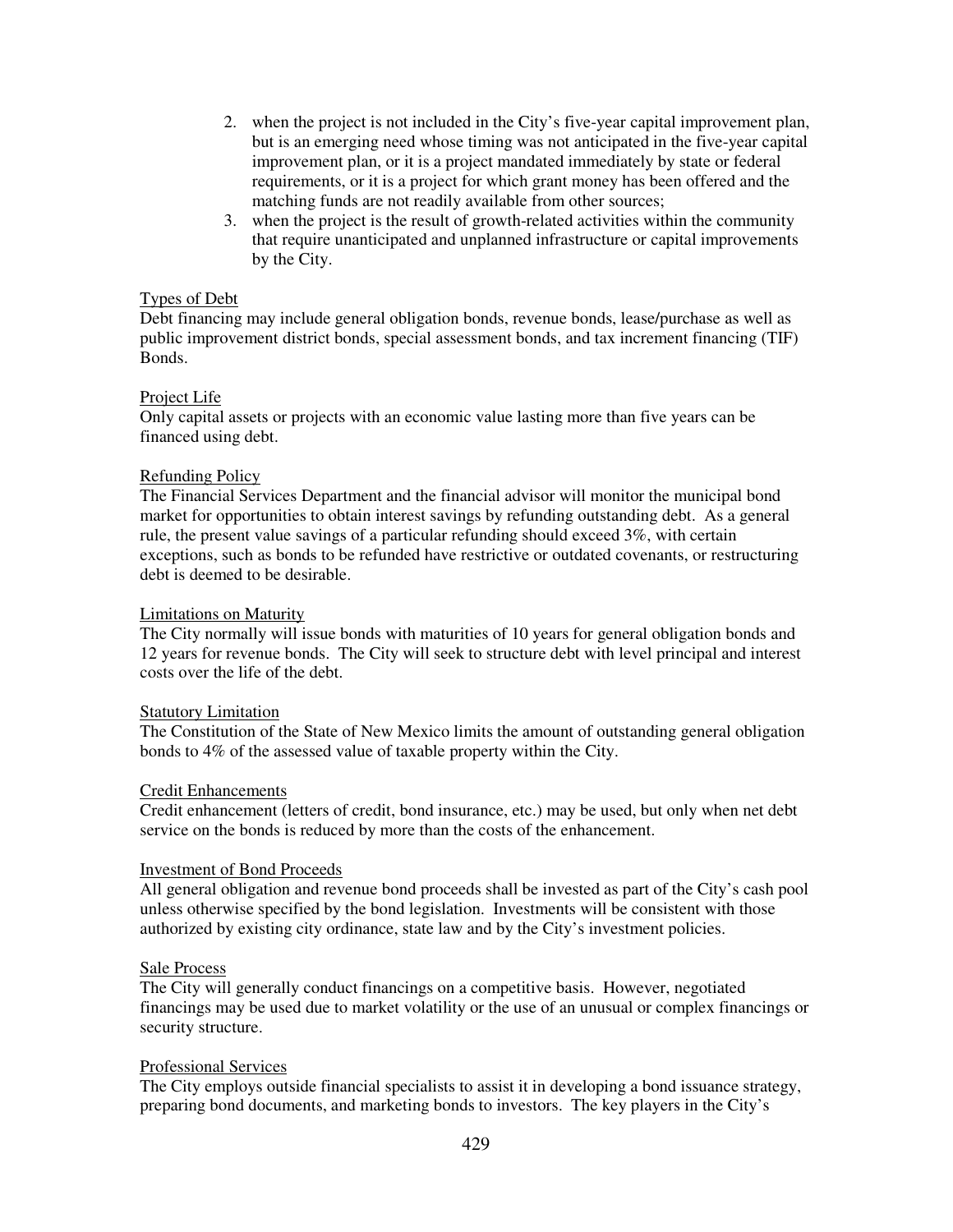2. when the project is not included in the City's five-year capital improvement plan, but is an emerging need whose timing was not anticipated in the five-year capital improvement plan, or it is a project mandated immediately by state or federal requirements, or it is a project for which grant money has been offered and the matching funds are not readily available from other sources;
3. when the project is the result of growth-related activities within the community that require unanticipated and unplanned infrastructure or capital improvements by the City.

Types of Debt

Debt financing may include general obligation bonds, revenue bonds, lease/purchase as well as public improvement district bonds, special assessment bonds, and tax increment financing (TIF) Bonds.

Project Life

Only capital assets or projects with an economic value lasting more than five years can be financed using debt.

Refunding Policy

The Financial Services Department and the financial advisor will monitor the municipal bond market for opportunities to obtain interest savings by refunding outstanding debt. As a general rule, the present value savings of a particular refunding should exceed 3%, with certain exceptions, such as bonds to be refunded have restrictive or outdated covenants, or restructuring debt is deemed to be desirable.

Limitations on Maturity

The City normally will issue bonds with maturities of 10 years for general obligation bonds and 12 years for revenue bonds. The City will seek to structure debt with level principal and interest costs over the life of the debt.

Statutory Limitation

The Constitution of the State of New Mexico limits the amount of outstanding general obligation bonds to 4% of the assessed value of taxable property within the City.

Credit Enhancements

Credit enhancement (letters of credit, bond insurance, etc.) may be used, but only when net debt service on the bonds is reduced by more than the costs of the enhancement.

Investment of Bond Proceeds

All general obligation and revenue bond proceeds shall be invested as part of the City's cash pool unless otherwise specified by the bond legislation. Investments will be consistent with those authorized by existing city ordinance, state law and by the City's investment policies.

Sale Process

The City will generally conduct financings on a competitive basis. However, negotiated financings may be used due to market volatility or the use of an unusual or complex financings or security structure.

Professional Services

The City employs outside financial specialists to assist it in developing a bond issuance strategy, preparing bond documents, and marketing bonds to investors. The key players in the City's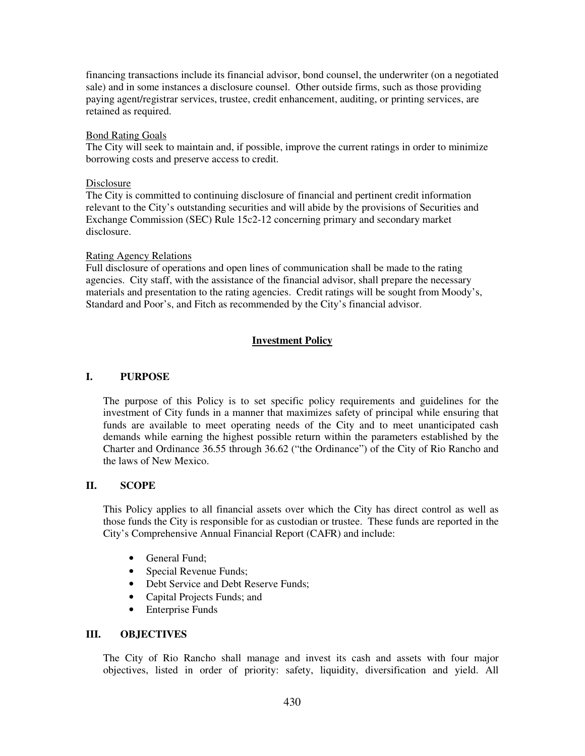financing transactions include its financial advisor, bond counsel, the underwriter (on a negotiated sale) and in some instances a disclosure counsel. Other outside firms, such as those providing paying agent/registrar services, trustee, credit enhancement, auditing, or printing services, are retained as required.

<u>Bond Rating Goals</u>
The City will seek to maintain and, if possible, improve the current ratings in order to minimize borrowing costs and preserve access to credit.

<u>Disclosure</u>
The City is committed to continuing disclosure of financial and pertinent credit information relevant to the City's outstanding securities and will abide by the provisions of Securities and Exchange Commission (SEC) Rule 15c2-12 concerning primary and secondary market disclosure.

<u>Rating Agency Relations</u>
Full disclosure of operations and open lines of communication shall be made to the rating agencies. City staff, with the assistance of the financial advisor, shall prepare the necessary materials and presentation to the rating agencies. Credit ratings will be sought from Moody's, Standard and Poor's, and Fitch as recommended by the City's financial advisor.

## Investment Policy

### I. PURPOSE

The purpose of this Policy is to set specific policy requirements and guidelines for the investment of City funds in a manner that maximizes safety of principal while ensuring that funds are available to meet operating needs of the City and to meet unanticipated cash demands while earning the highest possible return within the parameters established by the Charter and Ordinance 36.55 through 36.62 ("the Ordinance") of the City of Rio Rancho and the laws of New Mexico.

### II. SCOPE

This Policy applies to all financial assets over which the City has direct control as well as those funds the City is responsible for as custodian or trustee. These funds are reported in the City's Comprehensive Annual Financial Report (CAFR) and include:

- General Fund;
- Special Revenue Funds;
- Debt Service and Debt Reserve Funds;
- Capital Projects Funds; and
- Enterprise Funds

### III. OBJECTIVES

The City of Rio Rancho shall manage and invest its cash and assets with four major objectives, listed in order of priority: safety, liquidity, diversification and yield. All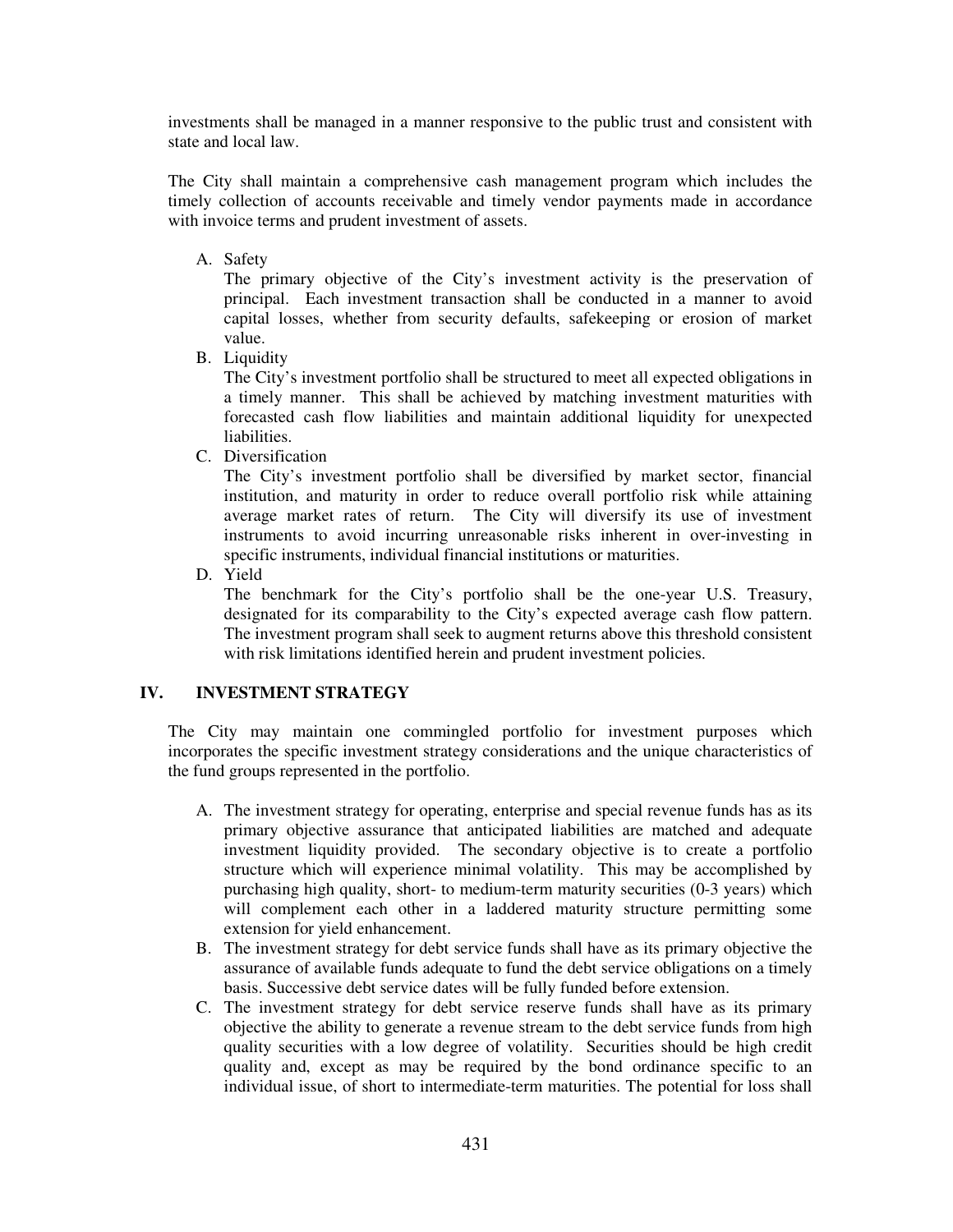investments shall be managed in a manner responsive to the public trust and consistent with state and local law.

The City shall maintain a comprehensive cash management program which includes the timely collection of accounts receivable and timely vendor payments made in accordance with invoice terms and prudent investment of assets.

A. Safety
   The primary objective of the City's investment activity is the preservation of principal. Each investment transaction shall be conducted in a manner to avoid capital losses, whether from security defaults, safekeeping or erosion of market value.
B. Liquidity
   The City's investment portfolio shall be structured to meet all expected obligations in a timely manner. This shall be achieved by matching investment maturities with forecasted cash flow liabilities and maintain additional liquidity for unexpected liabilities.
C. Diversification
   The City's investment portfolio shall be diversified by market sector, financial institution, and maturity in order to reduce overall portfolio risk while attaining average market rates of return. The City will diversify its use of investment instruments to avoid incurring unreasonable risks inherent in over-investing in specific instruments, individual financial institutions or maturities.
D. Yield
   The benchmark for the City's portfolio shall be the one-year U.S. Treasury, designated for its comparability to the City's expected average cash flow pattern. The investment program shall seek to augment returns above this threshold consistent with risk limitations identified herein and prudent investment policies.

## IV. INVESTMENT STRATEGY

The City may maintain one commingled portfolio for investment purposes which incorporates the specific investment strategy considerations and the unique characteristics of the fund groups represented in the portfolio.

A. The investment strategy for operating, enterprise and special revenue funds has as its primary objective assurance that anticipated liabilities are matched and adequate investment liquidity provided. The secondary objective is to create a portfolio structure which will experience minimal volatility. This may be accomplished by purchasing high quality, short- to medium-term maturity securities (0-3 years) which will complement each other in a laddered maturity structure permitting some extension for yield enhancement.
B. The investment strategy for debt service funds shall have as its primary objective the assurance of available funds adequate to fund the debt service obligations on a timely basis. Successive debt service dates will be fully funded before extension.
C. The investment strategy for debt service reserve funds shall have as its primary objective the ability to generate a revenue stream to the debt service funds from high quality securities with a low degree of volatility. Securities should be high credit quality and, except as may be required by the bond ordinance specific to an individual issue, of short to intermediate-term maturities. The potential for loss shall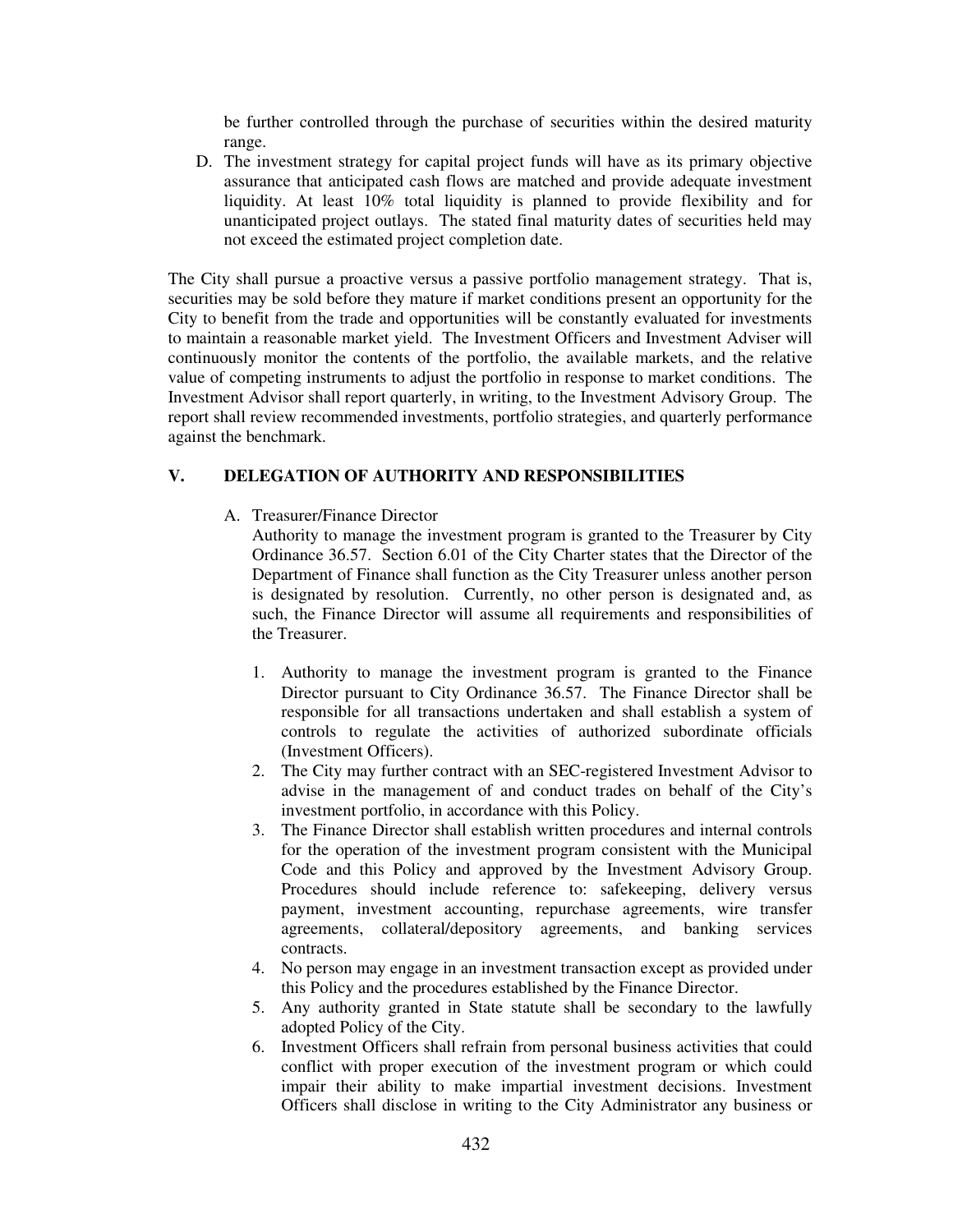be further controlled through the purchase of securities within the desired maturity range.

D. The investment strategy for capital project funds will have as its primary objective assurance that anticipated cash flows are matched and provide adequate investment liquidity. At least 10% total liquidity is planned to provide flexibility and for unanticipated project outlays. The stated final maturity dates of securities held may not exceed the estimated project completion date.

The City shall pursue a proactive versus a passive portfolio management strategy. That is, securities may be sold before they mature if market conditions present an opportunity for the City to benefit from the trade and opportunities will be constantly evaluated for investments to maintain a reasonable market yield. The Investment Officers and Investment Adviser will continuously monitor the contents of the portfolio, the available markets, and the relative value of competing instruments to adjust the portfolio in response to market conditions. The Investment Advisor shall report quarterly, in writing, to the Investment Advisory Group. The report shall review recommended investments, portfolio strategies, and quarterly performance against the benchmark.

## V. DELEGATION OF AUTHORITY AND RESPONSIBILITIES

A. Treasurer/Finance Director

Authority to manage the investment program is granted to the Treasurer by City Ordinance 36.57. Section 6.01 of the City Charter states that the Director of the Department of Finance shall function as the City Treasurer unless another person is designated by resolution. Currently, no other person is designated and, as such, the Finance Director will assume all requirements and responsibilities of the Treasurer.

1. Authority to manage the investment program is granted to the Finance Director pursuant to City Ordinance 36.57. The Finance Director shall be responsible for all transactions undertaken and shall establish a system of controls to regulate the activities of authorized subordinate officials (Investment Officers).
2. The City may further contract with an SEC-registered Investment Advisor to advise in the management of and conduct trades on behalf of the City's investment portfolio, in accordance with this Policy.
3. The Finance Director shall establish written procedures and internal controls for the operation of the investment program consistent with the Municipal Code and this Policy and approved by the Investment Advisory Group. Procedures should include reference to: safekeeping, delivery versus payment, investment accounting, repurchase agreements, wire transfer agreements, collateral/depository agreements, and banking services contracts.
4. No person may engage in an investment transaction except as provided under this Policy and the procedures established by the Finance Director.
5. Any authority granted in State statute shall be secondary to the lawfully adopted Policy of the City.
6. Investment Officers shall refrain from personal business activities that could conflict with proper execution of the investment program or which could impair their ability to make impartial investment decisions. Investment Officers shall disclose in writing to the City Administrator any business or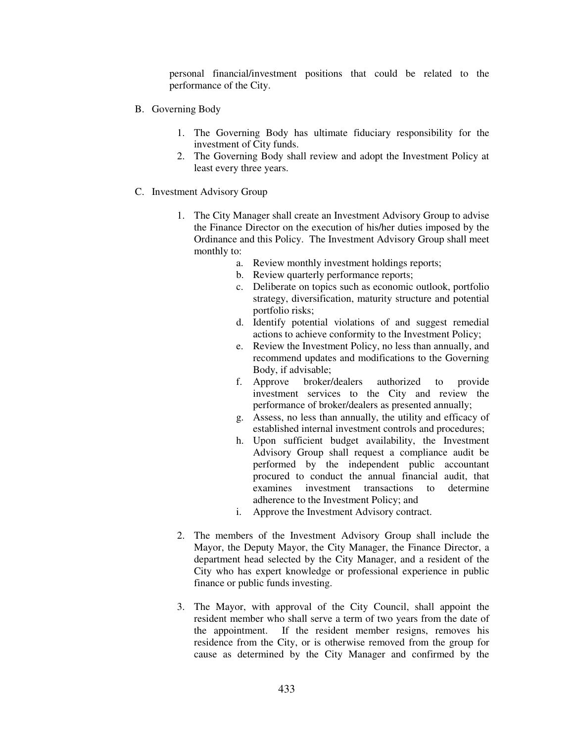personal financial/investment positions that could be related to the performance of the City.

B. Governing Body

1. The Governing Body has ultimate fiduciary responsibility for the investment of City funds.
2. The Governing Body shall review and adopt the Investment Policy at least every three years.

C. Investment Advisory Group

1. The City Manager shall create an Investment Advisory Group to advise the Finance Director on the execution of his/her duties imposed by the Ordinance and this Policy. The Investment Advisory Group shall meet monthly to:
   a. Review monthly investment holdings reports;
   b. Review quarterly performance reports;
   c. Deliberate on topics such as economic outlook, portfolio strategy, diversification, maturity structure and potential portfolio risks;
   d. Identify potential violations of and suggest remedial actions to achieve conformity to the Investment Policy;
   e. Review the Investment Policy, no less than annually, and recommend updates and modifications to the Governing Body, if advisable;
   f. Approve broker/dealers authorized to provide investment services to the City and review the performance of broker/dealers as presented annually;
   g. Assess, no less than annually, the utility and efficacy of established internal investment controls and procedures;
   h. Upon sufficient budget availability, the Investment Advisory Group shall request a compliance audit be performed by the independent public accountant procured to conduct the annual financial audit, that examines investment transactions to determine adherence to the Investment Policy; and
   i. Approve the Investment Advisory contract.

2. The members of the Investment Advisory Group shall include the Mayor, the Deputy Mayor, the City Manager, the Finance Director, a department head selected by the City Manager, and a resident of the City who has expert knowledge or professional experience in public finance or public funds investing.

3. The Mayor, with approval of the City Council, shall appoint the resident member who shall serve a term of two years from the date of the appointment. If the resident member resigns, removes his residence from the City, or is otherwise removed from the group for cause as determined by the City Manager and confirmed by the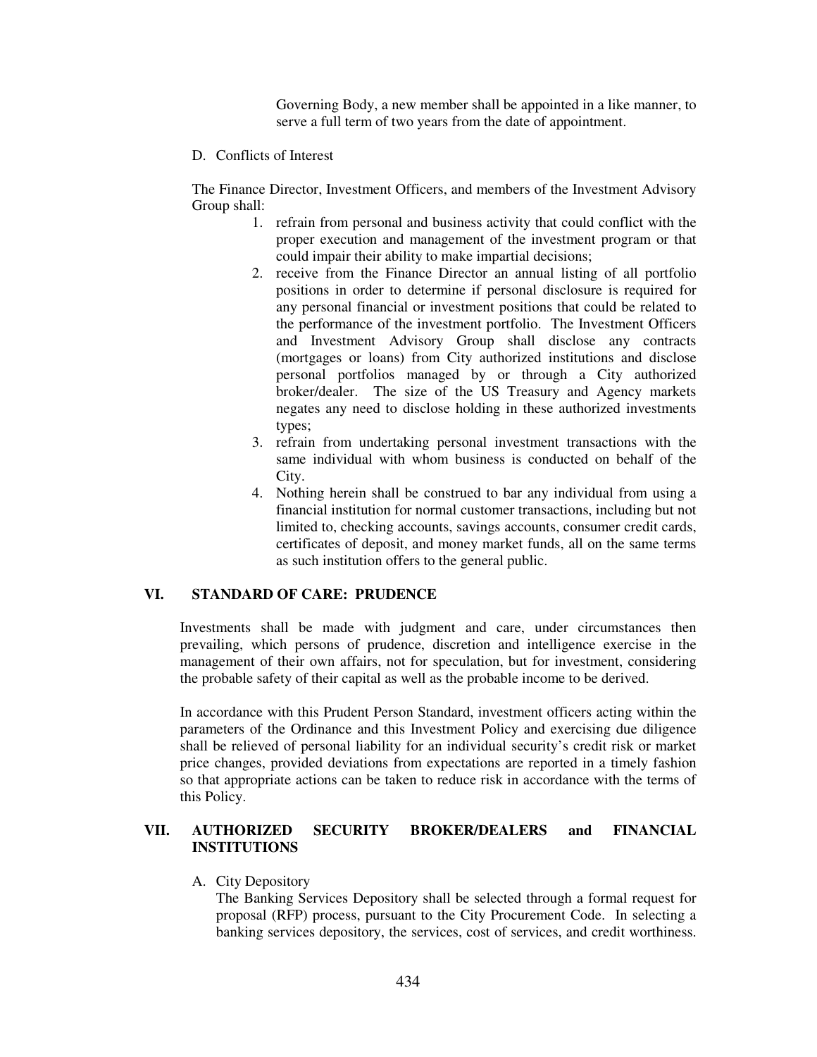Governing Body, a new member shall be appointed in a like manner, to serve a full term of two years from the date of appointment.

D. Conflicts of Interest

The Finance Director, Investment Officers, and members of the Investment Advisory Group shall:

1. refrain from personal and business activity that could conflict with the proper execution and management of the investment program or that could impair their ability to make impartial decisions;
2. receive from the Finance Director an annual listing of all portfolio positions in order to determine if personal disclosure is required for any personal financial or investment positions that could be related to the performance of the investment portfolio. The Investment Officers and Investment Advisory Group shall disclose any contracts (mortgages or loans) from City authorized institutions and disclose personal portfolios managed by or through a City authorized broker/dealer. The size of the US Treasury and Agency markets negates any need to disclose holding in these authorized investments types;
3. refrain from undertaking personal investment transactions with the same individual with whom business is conducted on behalf of the City.
4. Nothing herein shall be construed to bar any individual from using a financial institution for normal customer transactions, including but not limited to, checking accounts, savings accounts, consumer credit cards, certificates of deposit, and money market funds, all on the same terms as such institution offers to the general public.

## VI. STANDARD OF CARE: PRUDENCE

Investments shall be made with judgment and care, under circumstances then prevailing, which persons of prudence, discretion and intelligence exercise in the management of their own affairs, not for speculation, but for investment, considering the probable safety of their capital as well as the probable income to be derived.

In accordance with this Prudent Person Standard, investment officers acting within the parameters of the Ordinance and this Investment Policy and exercising due diligence shall be relieved of personal liability for an individual security's credit risk or market price changes, provided deviations from expectations are reported in a timely fashion so that appropriate actions can be taken to reduce risk in accordance with the terms of this Policy.

## VII. AUTHORIZED SECURITY BROKER/DEALERS and FINANCIAL INSTITUTIONS

A. City Depository

The Banking Services Depository shall be selected through a formal request for proposal (RFP) process, pursuant to the City Procurement Code. In selecting a banking services depository, the services, cost of services, and credit worthiness.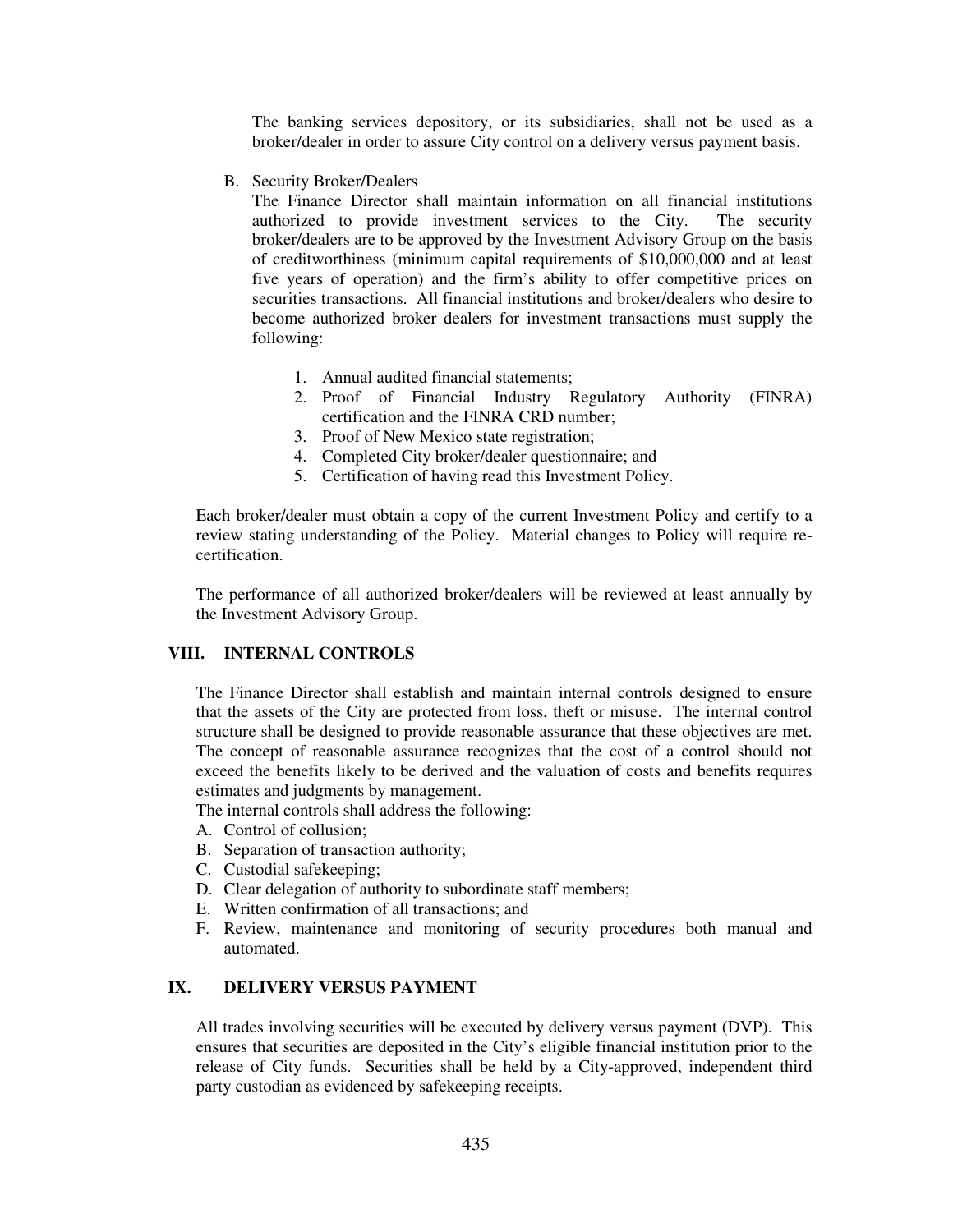The banking services depository, or its subsidiaries, shall not be used as a broker/dealer in order to assure City control on a delivery versus payment basis.

B. Security Broker/Dealers

The Finance Director shall maintain information on all financial institutions authorized to provide investment services to the City. The security broker/dealers are to be approved by the Investment Advisory Group on the basis of creditworthiness (minimum capital requirements of $10,000,000 and at least five years of operation) and the firm's ability to offer competitive prices on securities transactions. All financial institutions and broker/dealers who desire to become authorized broker dealers for investment transactions must supply the following:

1. Annual audited financial statements;
2. Proof of Financial Industry Regulatory Authority (FINRA) certification and the FINRA CRD number;
3. Proof of New Mexico state registration;
4. Completed City broker/dealer questionnaire; and
5. Certification of having read this Investment Policy.

Each broker/dealer must obtain a copy of the current Investment Policy and certify to a review stating understanding of the Policy. Material changes to Policy will require re-certification.

The performance of all authorized broker/dealers will be reviewed at least annually by the Investment Advisory Group.

## VIII. INTERNAL CONTROLS

The Finance Director shall establish and maintain internal controls designed to ensure that the assets of the City are protected from loss, theft or misuse. The internal control structure shall be designed to provide reasonable assurance that these objectives are met. The concept of reasonable assurance recognizes that the cost of a control should not exceed the benefits likely to be derived and the valuation of costs and benefits requires estimates and judgments by management.

The internal controls shall address the following:

A. Control of collusion;
B. Separation of transaction authority;
C. Custodial safekeeping;
D. Clear delegation of authority to subordinate staff members;
E. Written confirmation of all transactions; and
F. Review, maintenance and monitoring of security procedures both manual and automated.

## IX. DELIVERY VERSUS PAYMENT

All trades involving securities will be executed by delivery versus payment (DVP). This ensures that securities are deposited in the City's eligible financial institution prior to the release of City funds. Securities shall be held by a City-approved, independent third party custodian as evidenced by safekeeping receipts.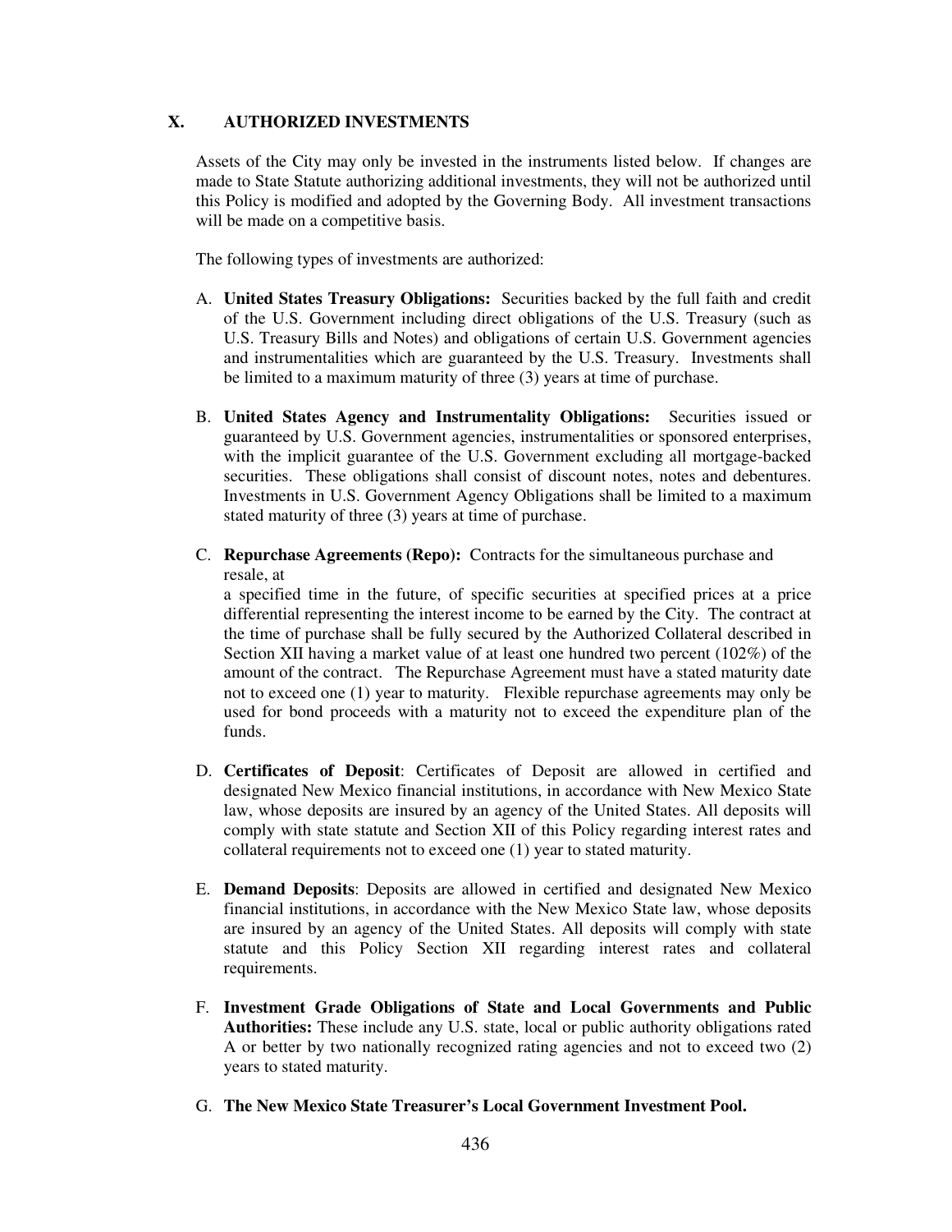## X. AUTHORIZED INVESTMENTS

Assets of the City may only be invested in the instruments listed below. If changes are made to State Statute authorizing additional investments, they will not be authorized until this Policy is modified and adopted by the Governing Body. All investment transactions will be made on a competitive basis.

The following types of investments are authorized:

A. **United States Treasury Obligations:** Securities backed by the full faith and credit of the U.S. Government including direct obligations of the U.S. Treasury (such as U.S. Treasury Bills and Notes) and obligations of certain U.S. Government agencies and instrumentalities which are guaranteed by the U.S. Treasury. Investments shall be limited to a maximum maturity of three (3) years at time of purchase.

B. **United States Agency and Instrumentality Obligations:** Securities issued or guaranteed by U.S. Government agencies, instrumentalities or sponsored enterprises, with the implicit guarantee of the U.S. Government excluding all mortgage-backed securities. These obligations shall consist of discount notes, notes and debentures. Investments in U.S. Government Agency Obligations shall be limited to a maximum stated maturity of three (3) years at time of purchase.

C. **Repurchase Agreements (Repo):** Contracts for the simultaneous purchase and resale, at a specified time in the future, of specific securities at specified prices at a price differential representing the interest income to be earned by the City. The contract at the time of purchase shall be fully secured by the Authorized Collateral described in Section XII having a market value of at least one hundred two percent (102%) of the amount of the contract. The Repurchase Agreement must have a stated maturity date not to exceed one (1) year to maturity. Flexible repurchase agreements may only be used for bond proceeds with a maturity not to exceed the expenditure plan of the funds.

D. **Certificates of Deposit**: Certificates of Deposit are allowed in certified and designated New Mexico financial institutions, in accordance with New Mexico State law, whose deposits are insured by an agency of the United States. All deposits will comply with state statute and Section XII of this Policy regarding interest rates and collateral requirements not to exceed one (1) year to stated maturity.

E. **Demand Deposits**: Deposits are allowed in certified and designated New Mexico financial institutions, in accordance with the New Mexico State law, whose deposits are insured by an agency of the United States. All deposits will comply with state statute and this Policy Section XII regarding interest rates and collateral requirements.

F. **Investment Grade Obligations of State and Local Governments and Public Authorities:** These include any U.S. state, local or public authority obligations rated A or better by two nationally recognized rating agencies and not to exceed two (2) years to stated maturity.

G. **The New Mexico State Treasurer's Local Government Investment Pool.**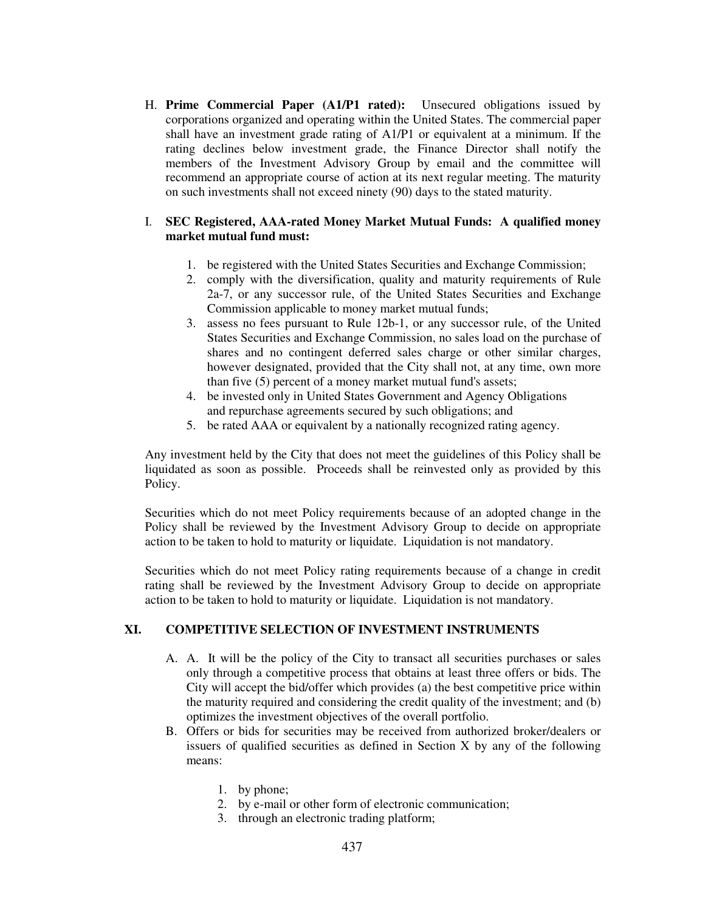H. **Prime Commercial Paper (A1/P1 rated):** Unsecured obligations issued by corporations organized and operating within the United States. The commercial paper shall have an investment grade rating of A1/P1 or equivalent at a minimum. If the rating declines below investment grade, the Finance Director shall notify the members of the Investment Advisory Group by email and the committee will recommend an appropriate course of action at its next regular meeting. The maturity on such investments shall not exceed ninety (90) days to the stated maturity.

I. **SEC Registered, AAA-rated Money Market Mutual Funds: A qualified money market mutual fund must:**

   1. be registered with the United States Securities and Exchange Commission;
   2. comply with the diversification, quality and maturity requirements of Rule 2a-7, or any successor rule, of the United States Securities and Exchange Commission applicable to money market mutual funds;
   3. assess no fees pursuant to Rule 12b-1, or any successor rule, of the United States Securities and Exchange Commission, no sales load on the purchase of shares and no contingent deferred sales charge or other similar charges, however designated, provided that the City shall not, at any time, own more than five (5) percent of a money market mutual fund's assets;
   4. be invested only in United States Government and Agency Obligations and repurchase agreements secured by such obligations; and
   5. be rated AAA or equivalent by a nationally recognized rating agency.

Any investment held by the City that does not meet the guidelines of this Policy shall be liquidated as soon as possible. Proceeds shall be reinvested only as provided by this Policy.

Securities which do not meet Policy requirements because of an adopted change in the Policy shall be reviewed by the Investment Advisory Group to decide on appropriate action to be taken to hold to maturity or liquidate. Liquidation is not mandatory.

Securities which do not meet Policy rating requirements because of a change in credit rating shall be reviewed by the Investment Advisory Group to decide on appropriate action to be taken to hold to maturity or liquidate. Liquidation is not mandatory.

## XI. COMPETITIVE SELECTION OF INVESTMENT INSTRUMENTS

A. A. It will be the policy of the City to transact all securities purchases or sales only through a competitive process that obtains at least three offers or bids. The City will accept the bid/offer which provides (a) the best competitive price within the maturity required and considering the credit quality of the investment; and (b) optimizes the investment objectives of the overall portfolio.

B. Offers or bids for securities may be received from authorized broker/dealers or issuers of qualified securities as defined in Section X by any of the following means:

   1. by phone;
   2. by e-mail or other form of electronic communication;
   3. through an electronic trading platform;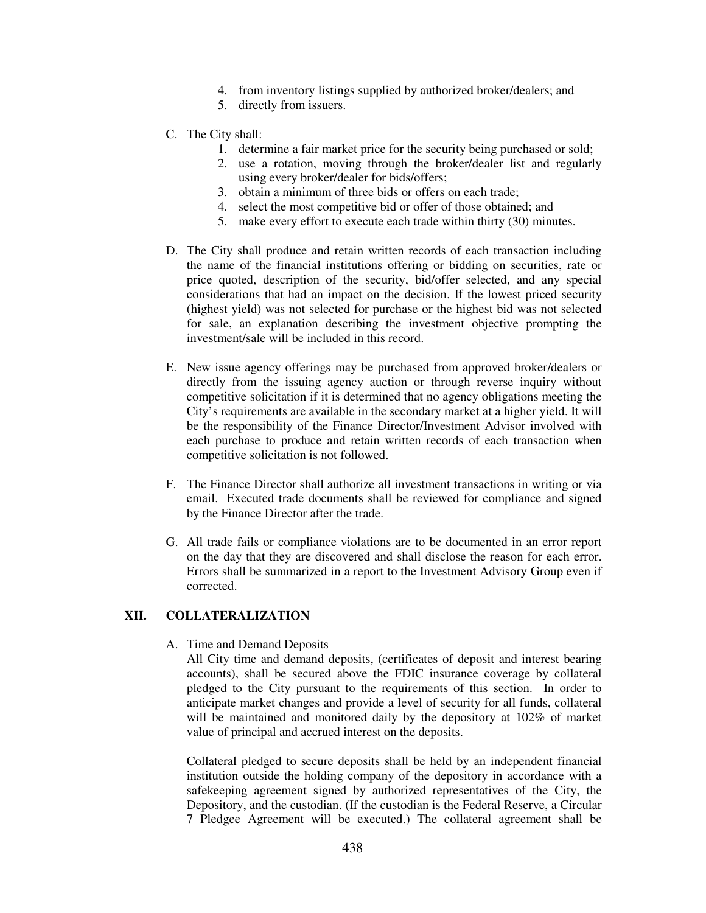4. from inventory listings supplied by authorized broker/dealers; and
5. directly from issuers.

C. The City shall:
   1. determine a fair market price for the security being purchased or sold;
   2. use a rotation, moving through the broker/dealer list and regularly using every broker/dealer for bids/offers;
   3. obtain a minimum of three bids or offers on each trade;
   4. select the most competitive bid or offer of those obtained; and
   5. make every effort to execute each trade within thirty (30) minutes.

D. The City shall produce and retain written records of each transaction including the name of the financial institutions offering or bidding on securities, rate or price quoted, description of the security, bid/offer selected, and any special considerations that had an impact on the decision. If the lowest priced security (highest yield) was not selected for purchase or the highest bid was not selected for sale, an explanation describing the investment objective prompting the investment/sale will be included in this record.

E. New issue agency offerings may be purchased from approved broker/dealers or directly from the issuing agency auction or through reverse inquiry without competitive solicitation if it is determined that no agency obligations meeting the City's requirements are available in the secondary market at a higher yield. It will be the responsibility of the Finance Director/Investment Advisor involved with each purchase to produce and retain written records of each transaction when competitive solicitation is not followed.

F. The Finance Director shall authorize all investment transactions in writing or via email. Executed trade documents shall be reviewed for compliance and signed by the Finance Director after the trade.

G. All trade fails or compliance violations are to be documented in an error report on the day that they are discovered and shall disclose the reason for each error. Errors shall be summarized in a report to the Investment Advisory Group even if corrected.

## XII. COLLATERALIZATION

A. Time and Demand Deposits

All City time and demand deposits, (certificates of deposit and interest bearing accounts), shall be secured above the FDIC insurance coverage by collateral pledged to the City pursuant to the requirements of this section. In order to anticipate market changes and provide a level of security for all funds, collateral will be maintained and monitored daily by the depository at 102% of market value of principal and accrued interest on the deposits.

Collateral pledged to secure deposits shall be held by an independent financial institution outside the holding company of the depository in accordance with a safekeeping agreement signed by authorized representatives of the City, the Depository, and the custodian. (If the custodian is the Federal Reserve, a Circular 7 Pledgee Agreement will be executed.) The collateral agreement shall be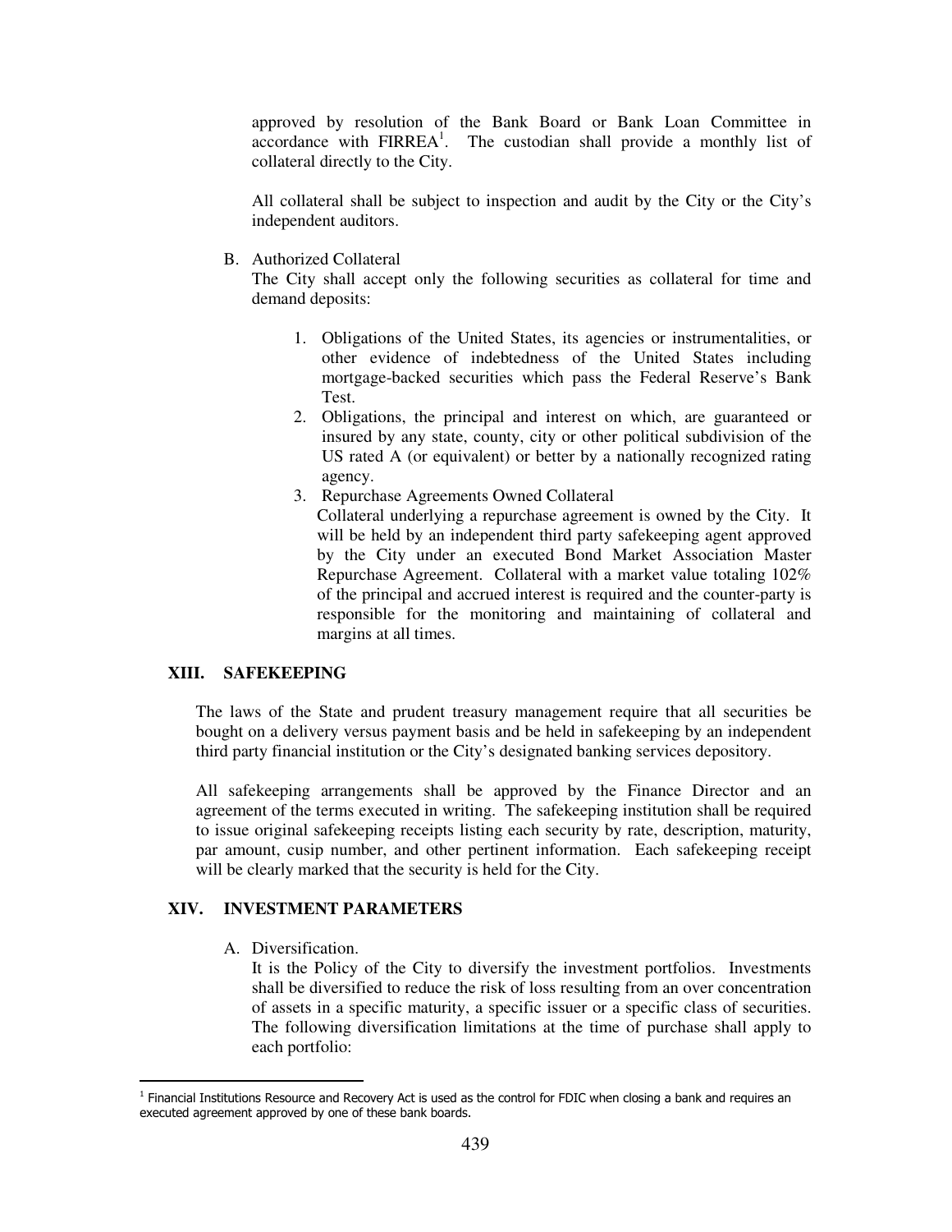approved by resolution of the Bank Board or Bank Loan Committee in accordance with FIRREA[1]. The custodian shall provide a monthly list of collateral directly to the City.

All collateral shall be subject to inspection and audit by the City or the City's independent auditors.

B. Authorized Collateral

The City shall accept only the following securities as collateral for time and demand deposits:

1. Obligations of the United States, its agencies or instrumentalities, or other evidence of indebtedness of the United States including mortgage-backed securities which pass the Federal Reserve's Bank Test.
2. Obligations, the principal and interest on which, are guaranteed or insured by any state, county, city or other political subdivision of the US rated A (or equivalent) or better by a nationally recognized rating agency.
3. Repurchase Agreements Owned Collateral

   Collateral underlying a repurchase agreement is owned by the City. It will be held by an independent third party safekeeping agent approved by the City under an executed Bond Market Association Master Repurchase Agreement. Collateral with a market value totaling 102% of the principal and accrued interest is required and the counter-party is responsible for the monitoring and maintaining of collateral and margins at all times.

## XIII. SAFEKEEPING

The laws of the State and prudent treasury management require that all securities be bought on a delivery versus payment basis and be held in safekeeping by an independent third party financial institution or the City's designated banking services depository.

All safekeeping arrangements shall be approved by the Finance Director and an agreement of the terms executed in writing. The safekeeping institution shall be required to issue original safekeeping receipts listing each security by rate, description, maturity, par amount, cusip number, and other pertinent information. Each safekeeping receipt will be clearly marked that the security is held for the City.

## XIV. INVESTMENT PARAMETERS

A. Diversification.

It is the Policy of the City to diversify the investment portfolios. Investments shall be diversified to reduce the risk of loss resulting from an over concentration of assets in a specific maturity, a specific issuer or a specific class of securities. The following diversification limitations at the time of purchase shall apply to each portfolio:

---

[1] Financial Institutions Resource and Recovery Act is used as the control for FDIC when closing a bank and requires an executed agreement approved by one of these bank boards.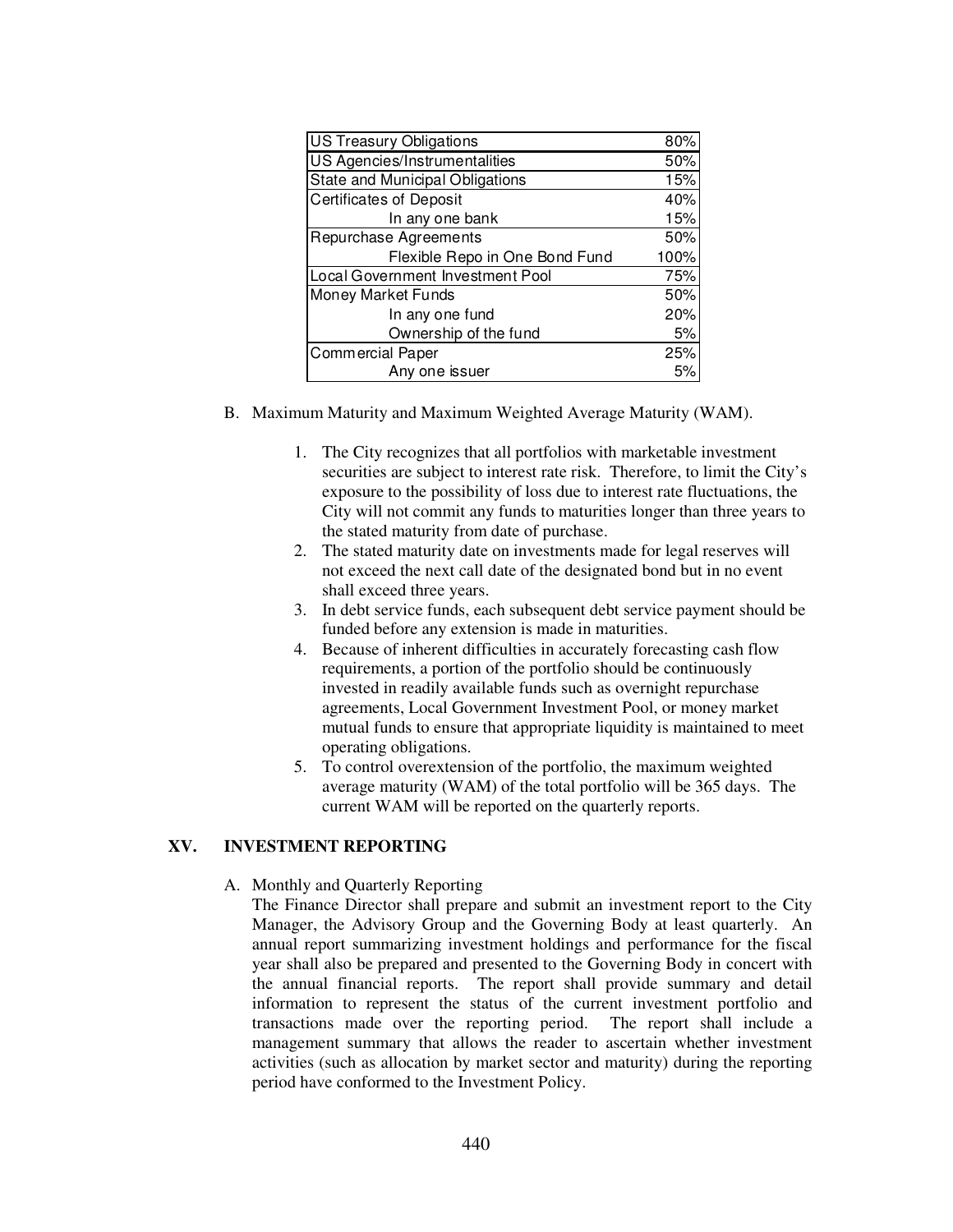| | |
|---|---|
| US Treasury Obligations | 80% |
| US Agencies/Instrumentalities | 50% |
| State and Municipal Obligations | 15% |
| Certificates of Deposit | 40% |
| In any one bank | 15% |
| Repurchase Agreements | 50% |
| Flexible Repo in One Bond Fund | 100% |
| Local Government Investment Pool | 75% |
| Money Market Funds | 50% |
| In any one fund | 20% |
| Ownership of the fund | 5% |
| Commercial Paper | 25% |
| Any one issuer | 5% |

B. Maximum Maturity and Maximum Weighted Average Maturity (WAM).

1. The City recognizes that all portfolios with marketable investment securities are subject to interest rate risk. Therefore, to limit the City's exposure to the possibility of loss due to interest rate fluctuations, the City will not commit any funds to maturities longer than three years to the stated maturity from date of purchase.
2. The stated maturity date on investments made for legal reserves will not exceed the next call date of the designated bond but in no event shall exceed three years.
3. In debt service funds, each subsequent debt service payment should be funded before any extension is made in maturities.
4. Because of inherent difficulties in accurately forecasting cash flow requirements, a portion of the portfolio should be continuously invested in readily available funds such as overnight repurchase agreements, Local Government Investment Pool, or money market mutual funds to ensure that appropriate liquidity is maintained to meet operating obligations.
5. To control overextension of the portfolio, the maximum weighted average maturity (WAM) of the total portfolio will be 365 days. The current WAM will be reported on the quarterly reports.

## XV. INVESTMENT REPORTING

A. Monthly and Quarterly Reporting

The Finance Director shall prepare and submit an investment report to the City Manager, the Advisory Group and the Governing Body at least quarterly. An annual report summarizing investment holdings and performance for the fiscal year shall also be prepared and presented to the Governing Body in concert with the annual financial reports. The report shall provide summary and detail information to represent the status of the current investment portfolio and transactions made over the reporting period. The report shall include a management summary that allows the reader to ascertain whether investment activities (such as allocation by market sector and maturity) during the reporting period have conformed to the Investment Policy.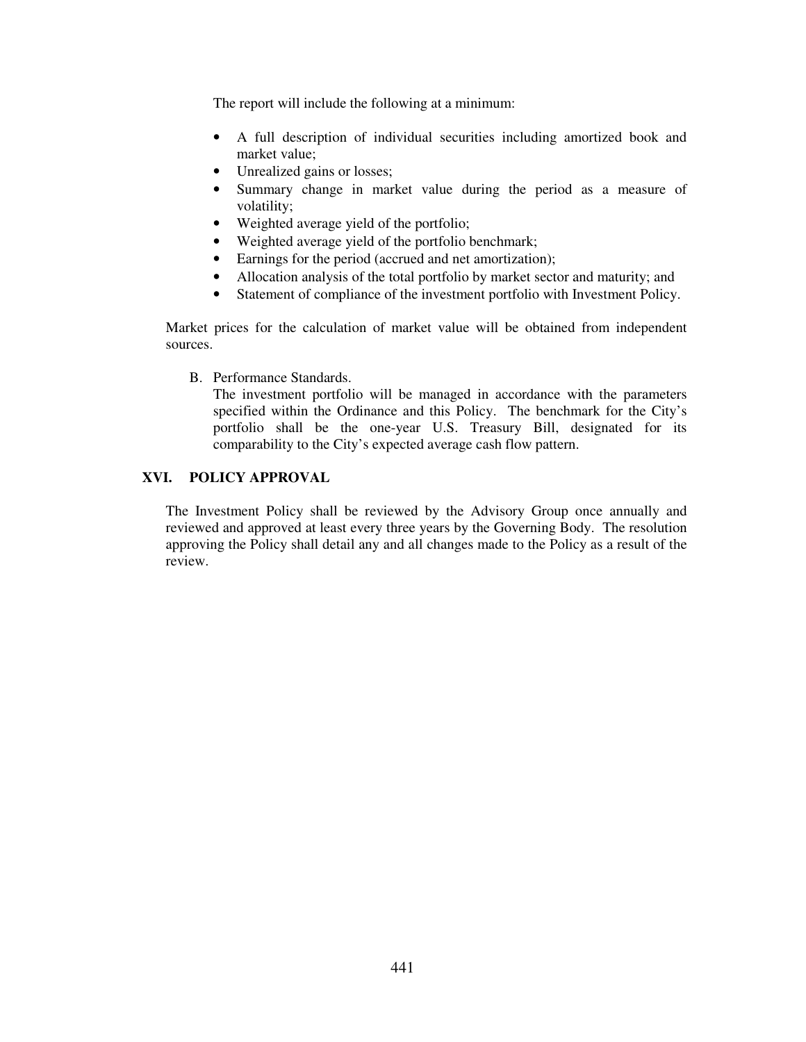The report will include the following at a minimum:

- A full description of individual securities including amortized book and market value;
- Unrealized gains or losses;
- Summary change in market value during the period as a measure of volatility;
- Weighted average yield of the portfolio;
- Weighted average yield of the portfolio benchmark;
- Earnings for the period (accrued and net amortization);
- Allocation analysis of the total portfolio by market sector and maturity; and
- Statement of compliance of the investment portfolio with Investment Policy.

Market prices for the calculation of market value will be obtained from independent sources.

B. Performance Standards.
The investment portfolio will be managed in accordance with the parameters specified within the Ordinance and this Policy. The benchmark for the City's portfolio shall be the one-year U.S. Treasury Bill, designated for its comparability to the City's expected average cash flow pattern.

## XVI. POLICY APPROVAL

The Investment Policy shall be reviewed by the Advisory Group once annually and reviewed and approved at least every three years by the Governing Body. The resolution approving the Policy shall detail any and all changes made to the Policy as a result of the review.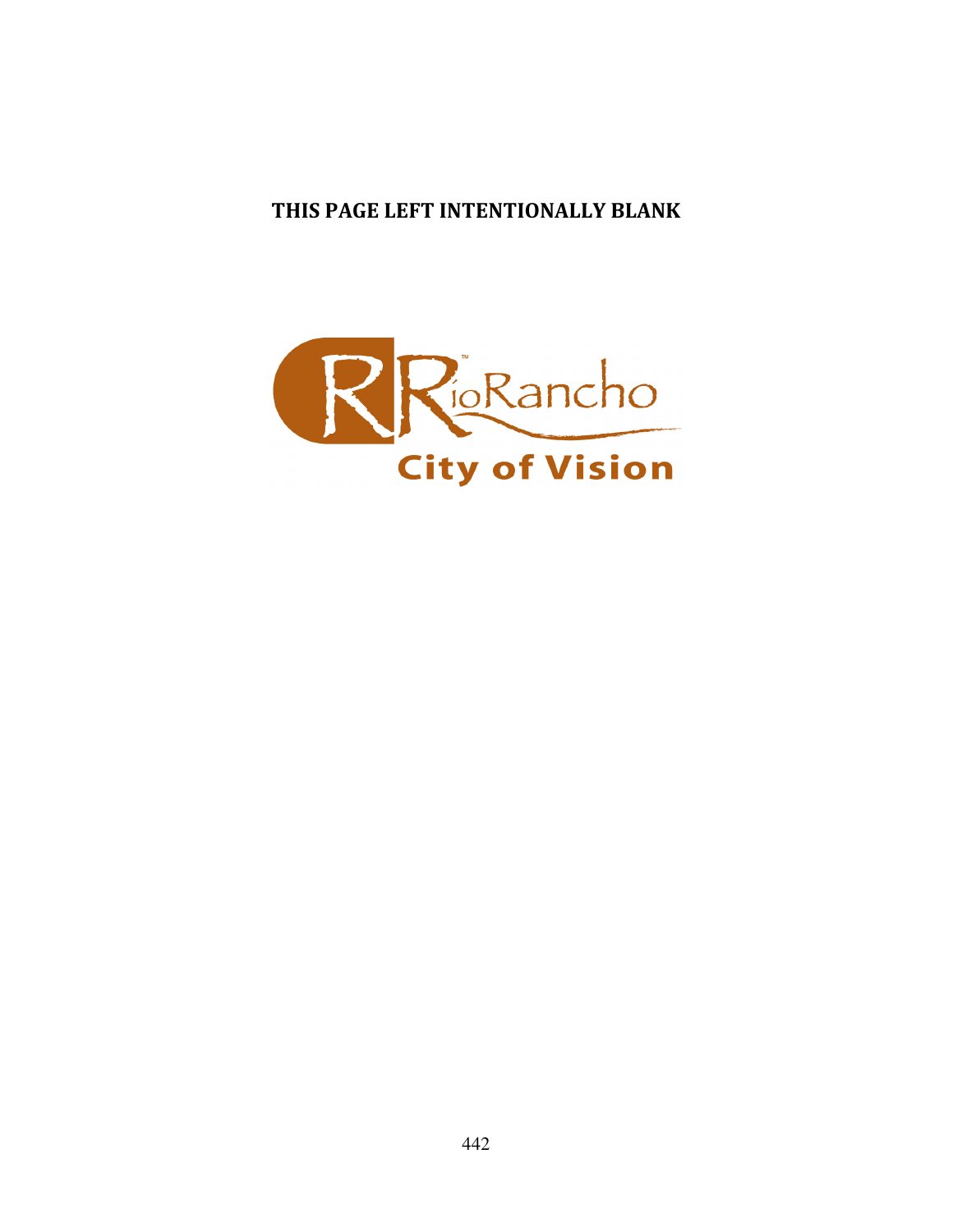**THIS PAGE LEFT INTENTIONALLY BLANK**

RioRancho™

City of Vision